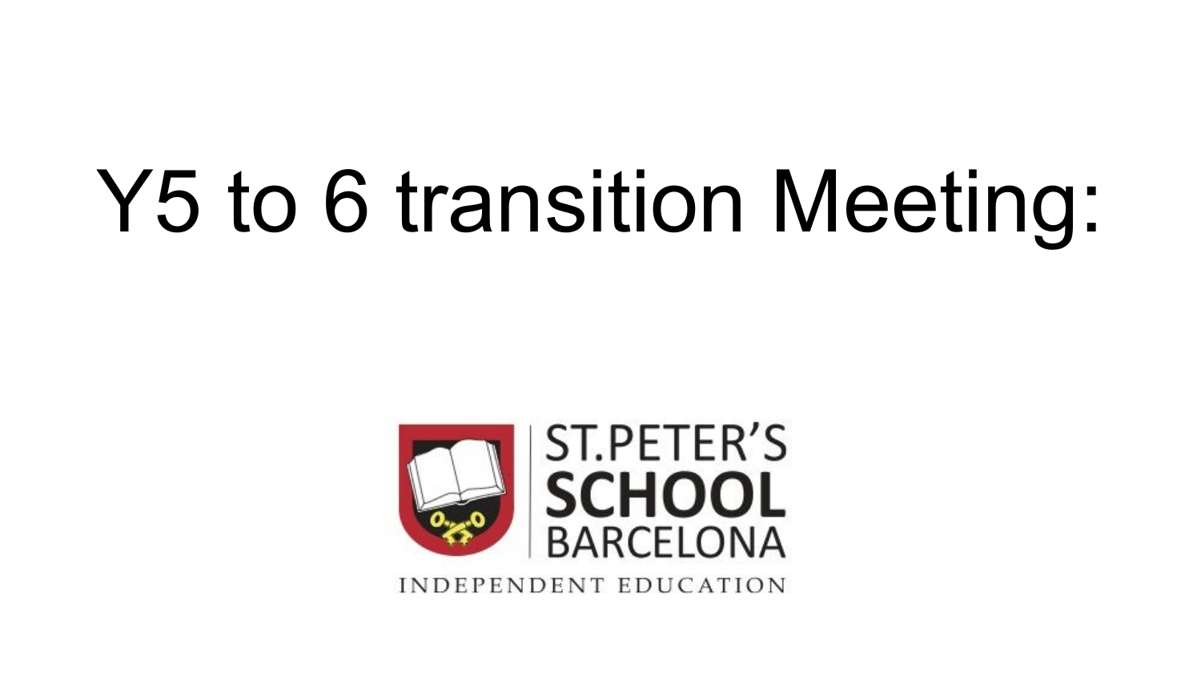# Y5 to 6 transition Meeting:

ST.PETER'S
**SCHOOL**
BARCELONA

INDEPENDENT EDUCATION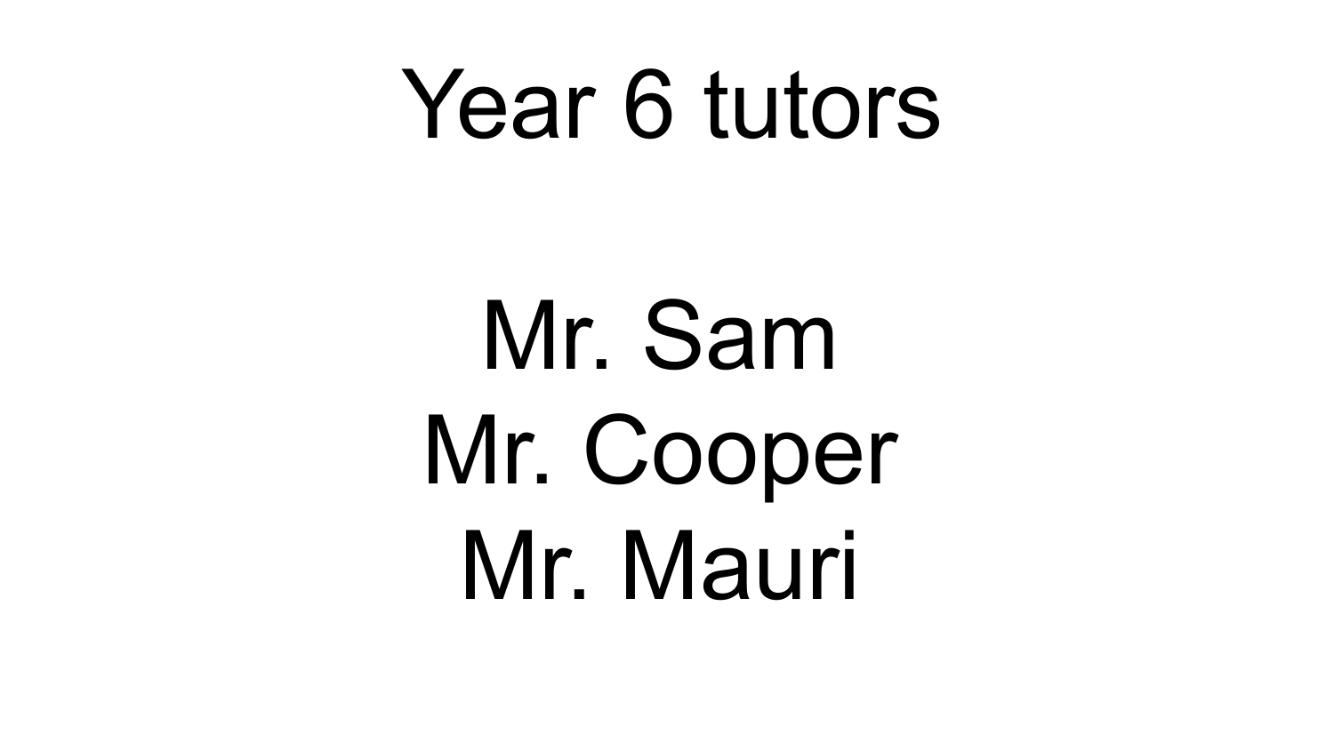# Year 6 tutors

Mr. Sam
Mr. Cooper
Mr. Mauri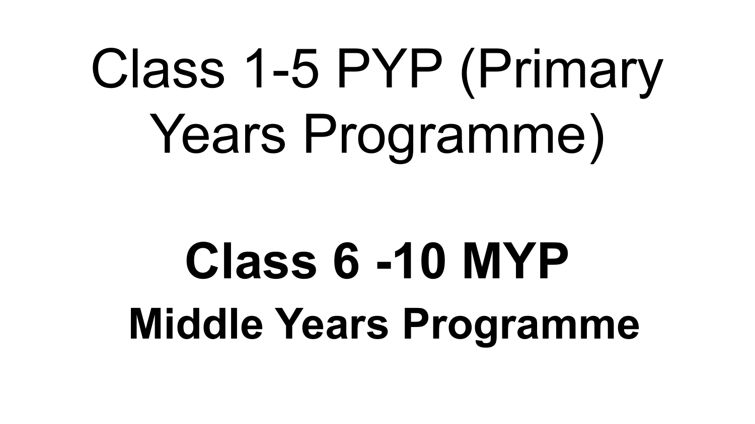# Class 1-5 PYP (Primary Years Programme)

## **Class 6 -10 MYP**

### **Middle Years Programme**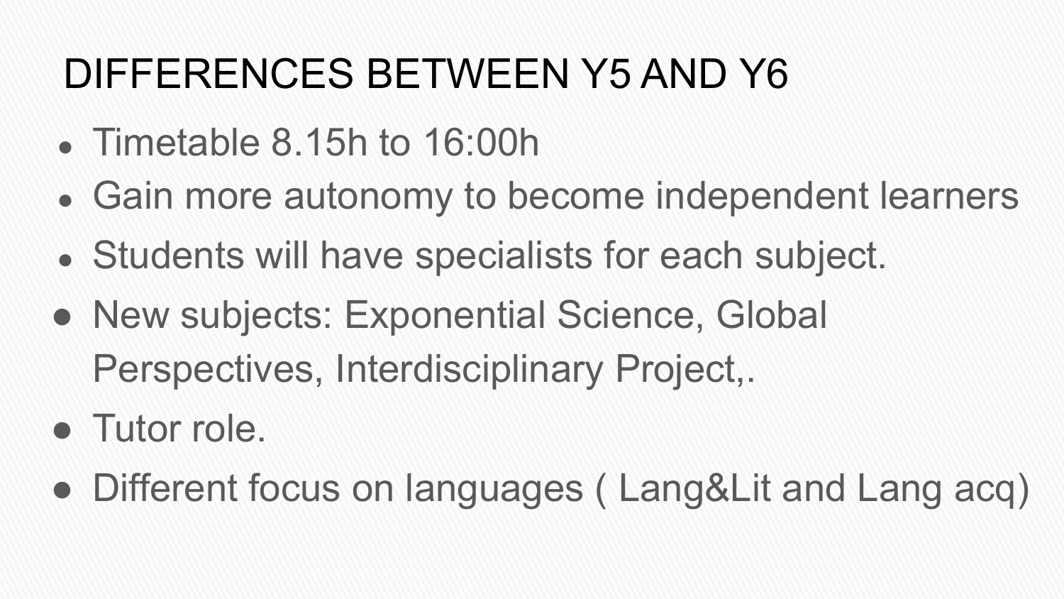# DIFFERENCES BETWEEN Y5 AND Y6

- Timetable 8.15h to 16:00h
- Gain more autonomy to become independent learners
- Students will have specialists for each subject.
- New subjects: Exponential Science, Global Perspectives, Interdisciplinary Project,.
- Tutor role.
- Different focus on languages ( Lang&Lit and Lang acq)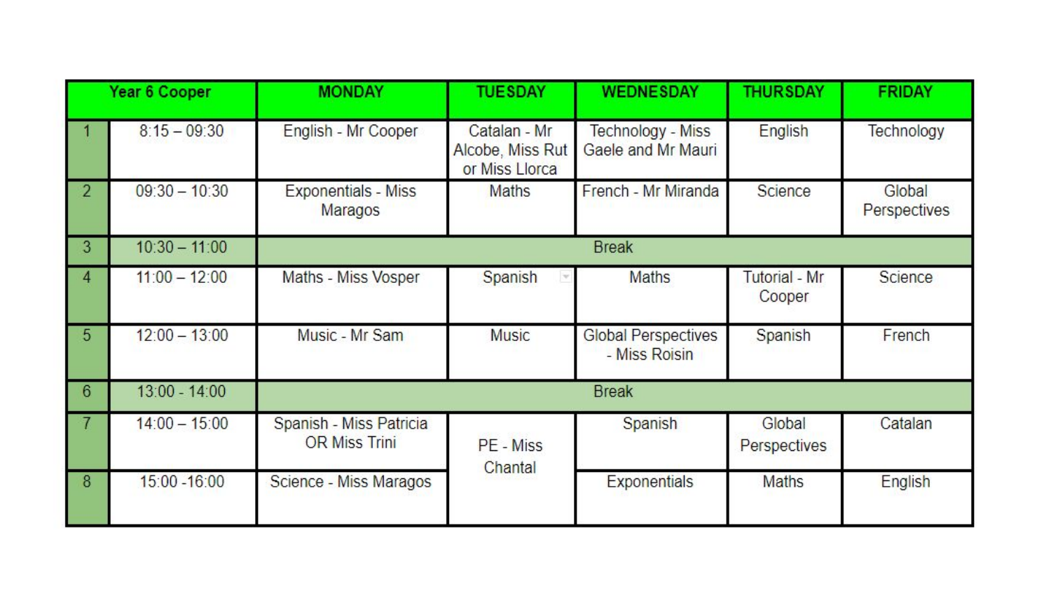| Year 6 Cooper | | MONDAY | TUESDAY | WEDNESDAY | THURSDAY | FRIDAY |
|---|---|---|---|---|---|---|
| 1 | 8:15 – 09:30 | English - Mr Cooper | Catalan - Mr Alcobe, Miss Rut or Miss Llorca | Technology - Miss Gaele and Mr Mauri | English | Technology |
| 2 | 09:30 – 10:30 | Exponentials - Miss Maragos | Maths | French - Mr Miranda | Science | Global Perspectives |
| 3 | 10:30 – 11:00 | Break | | | | |
| 4 | 11:00 – 12:00 | Maths - Miss Vosper | Spanish | Maths | Tutorial - Mr Cooper | Science |
| 5 | 12:00 – 13:00 | Music - Mr Sam | Music | Global Perspectives - Miss Roisin | Spanish | French |
| 6 | 13:00 - 14:00 | Break | | | | |
| 7 | 14:00 – 15:00 | Spanish - Miss Patricia OR Miss Trini | PE - Miss Chantal | Spanish | Global Perspectives | Catalan |
| 8 | 15:00 -16:00 | Science - Miss Maragos | | Exponentials | Maths | English |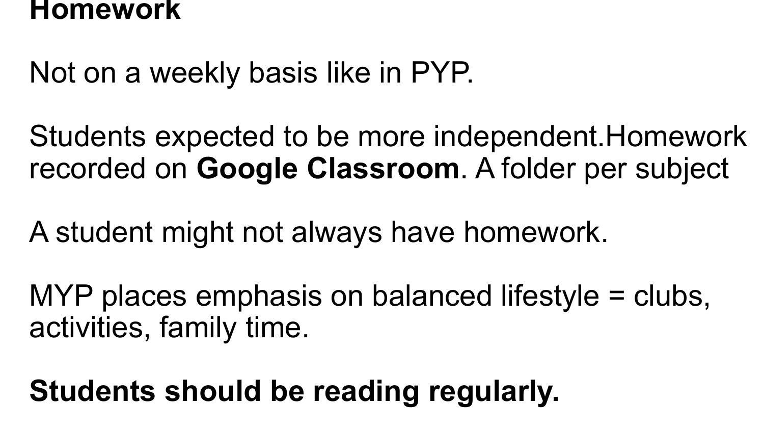**Homework**

Not on a weekly basis like in PYP.

Students expected to be more independent.Homework recorded on **Google Classroom**. A folder per subject

A student might not always have homework.

MYP places emphasis on balanced lifestyle = clubs, activities, family time.

**Students should be reading regularly.**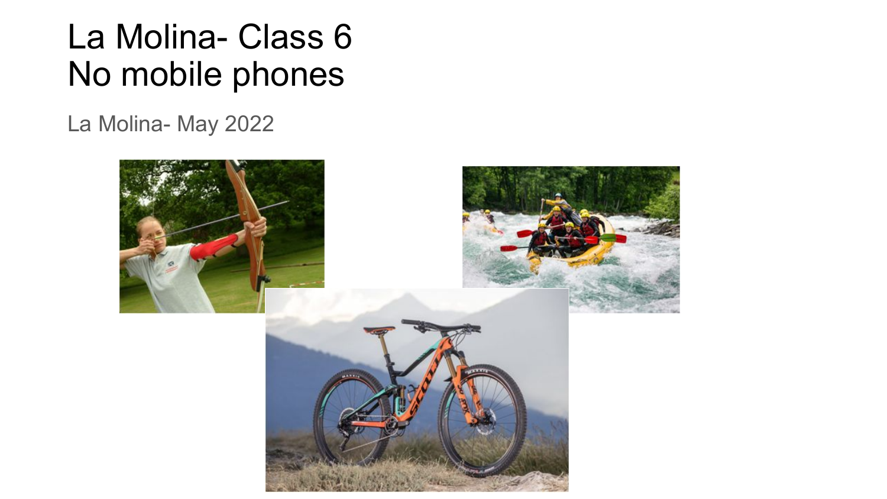# La Molina- Class 6
# No mobile phones

La Molina- May 2022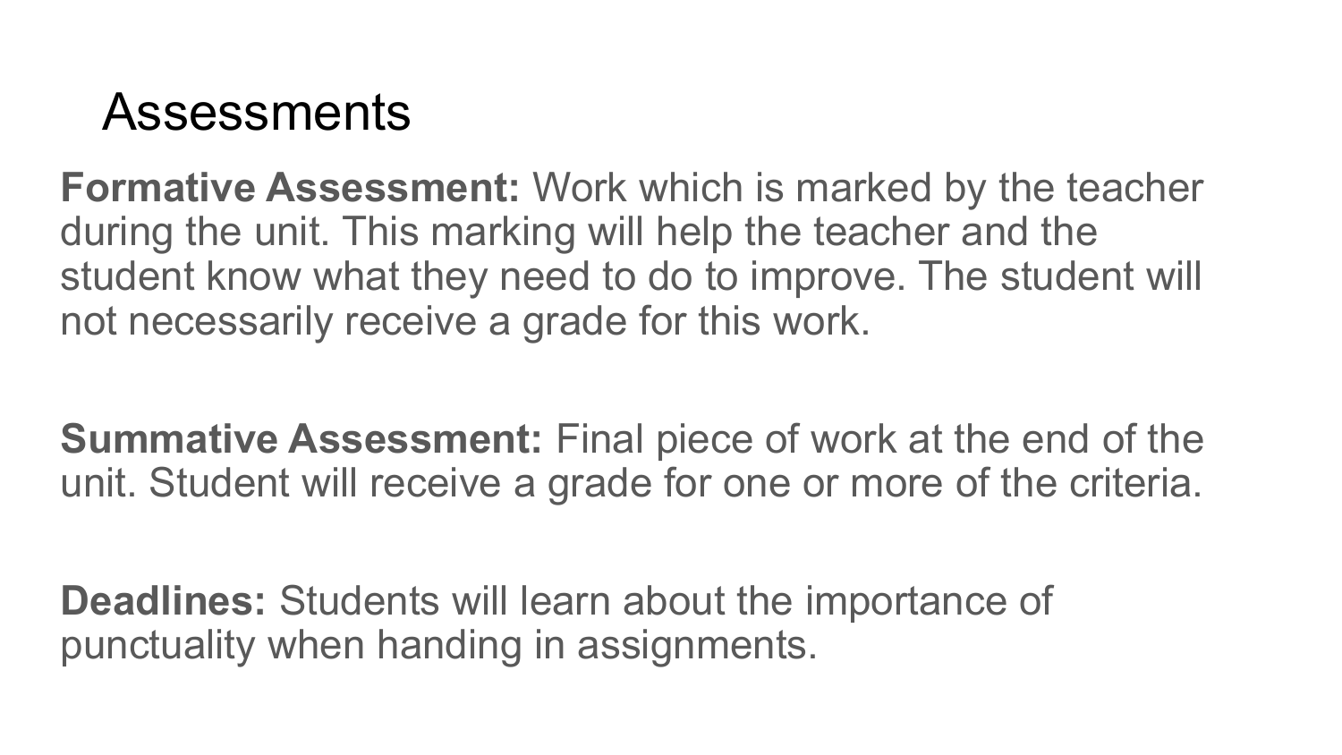# Assessments

**Formative Assessment:** Work which is marked by the teacher during the unit. This marking will help the teacher and the student know what they need to do to improve. The student will not necessarily receive a grade for this work.

**Summative Assessment:** Final piece of work at the end of the unit. Student will receive a grade for one or more of the criteria.

**Deadlines:** Students will learn about the importance of punctuality when handing in assignments.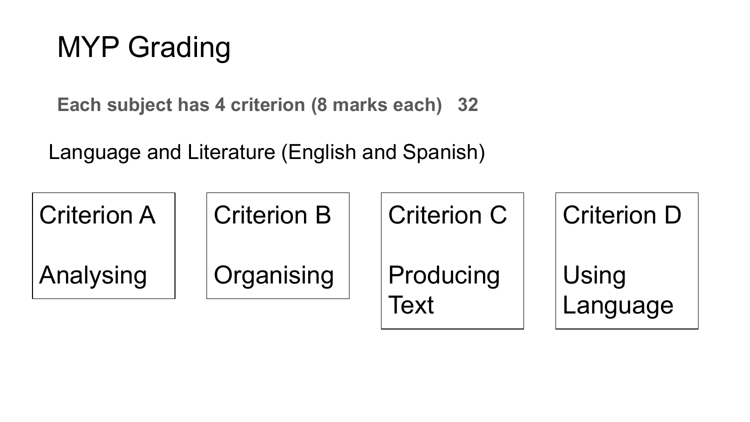# MYP Grading

**Each subject has 4 criterion (8 marks each)   32**

Language and Literature (English and Spanish)

| Criterion A | Criterion B | Criterion C | Criterion D |
| --- | --- | --- | --- |
| Analysing | Organising | Producing Text | Using Language |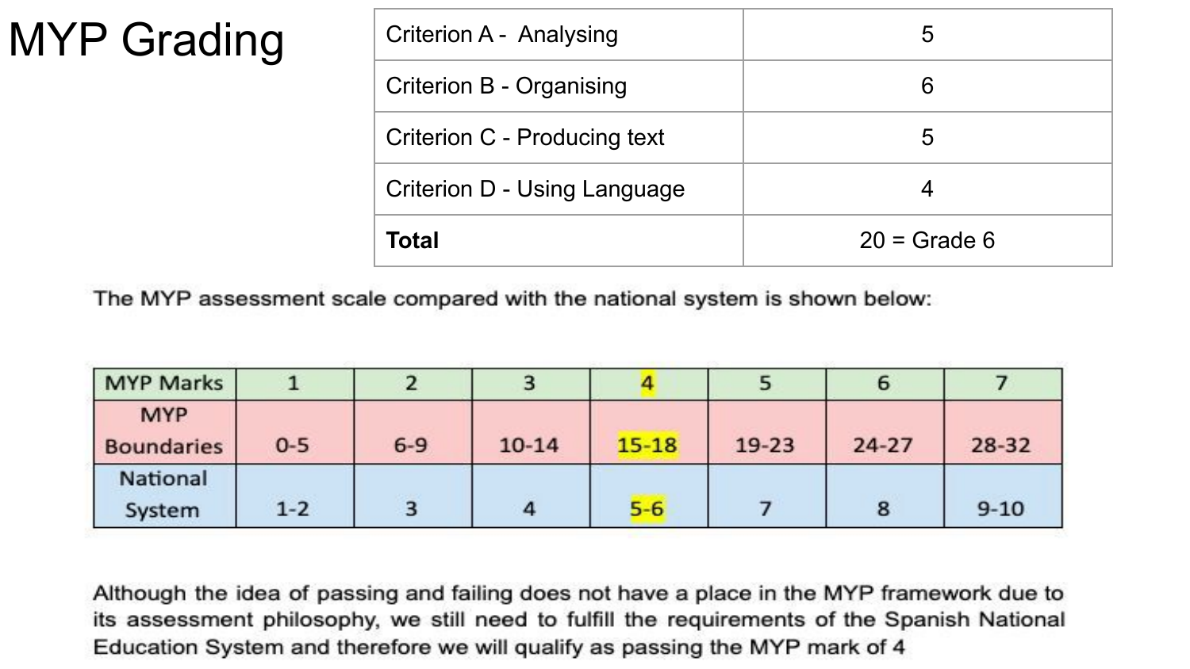# MYP Grading

| Criterion | Score |
| --- | --- |
| Criterion A - Analysing | 5 |
| Criterion B - Organising | 6 |
| Criterion C - Producing text | 5 |
| Criterion D - Using Language | 4 |
| **Total** | 20 = Grade 6 |

The MYP assessment scale compared with the national system is shown below:

| MYP Marks | 1 | 2 | 3 | 4 | 5 | 6 | 7 |
| --- | --- | --- | --- | --- | --- | --- | --- |
| MYP Boundaries | 0-5 | 6-9 | 10-14 | 15-18 | 19-23 | 24-27 | 28-32 |
| National System | 1-2 | 3 | 4 | 5-6 | 7 | 8 | 9-10 |

Although the idea of passing and failing does not have a place in the MYP framework due to its assessment philosophy, we still need to fulfill the requirements of the Spanish National Education System and therefore we will qualify as passing the MYP mark of 4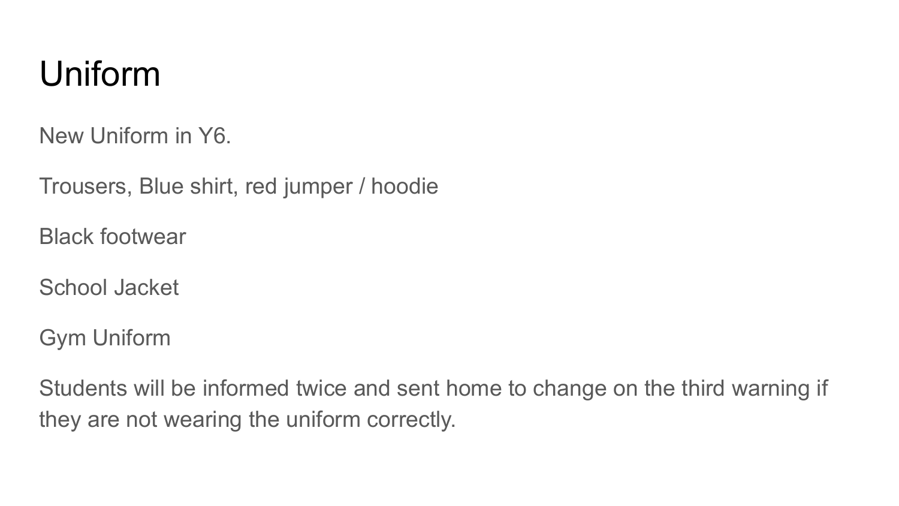# Uniform

New Uniform in Y6.

Trousers, Blue shirt, red jumper / hoodie

Black footwear

School Jacket

Gym Uniform

Students will be informed twice and sent home to change on the third warning if they are not wearing the uniform correctly.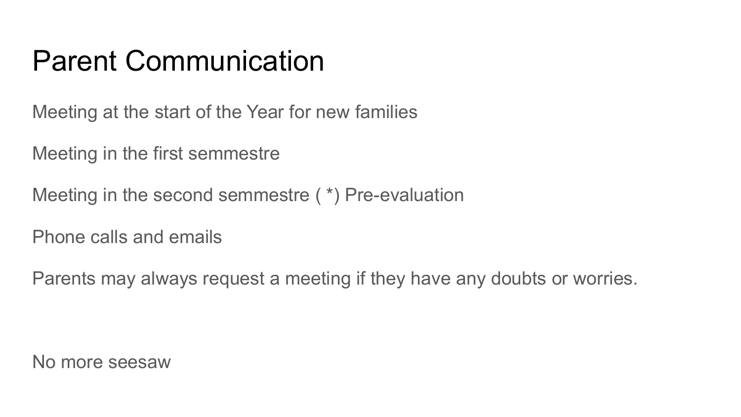# Parent Communication

Meeting at the start of the Year for new families

Meeting in the first semmestre

Meeting in the second semmestre ( *) Pre-evaluation

Phone calls and emails

Parents may always request a meeting if they have any doubts or worries.

No more seesaw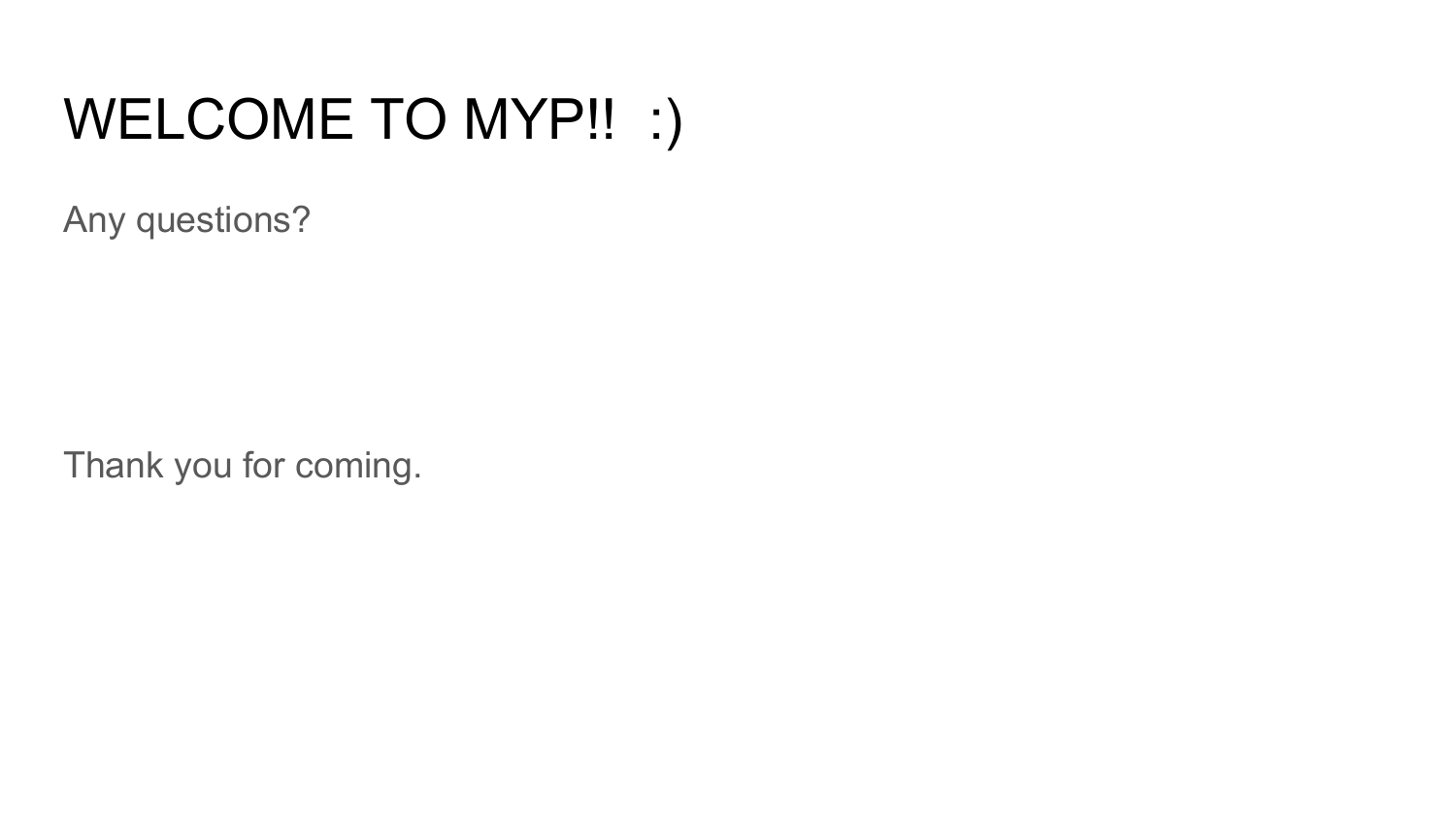# WELCOME TO MYP!!  :)

Any questions?

Thank you for coming.